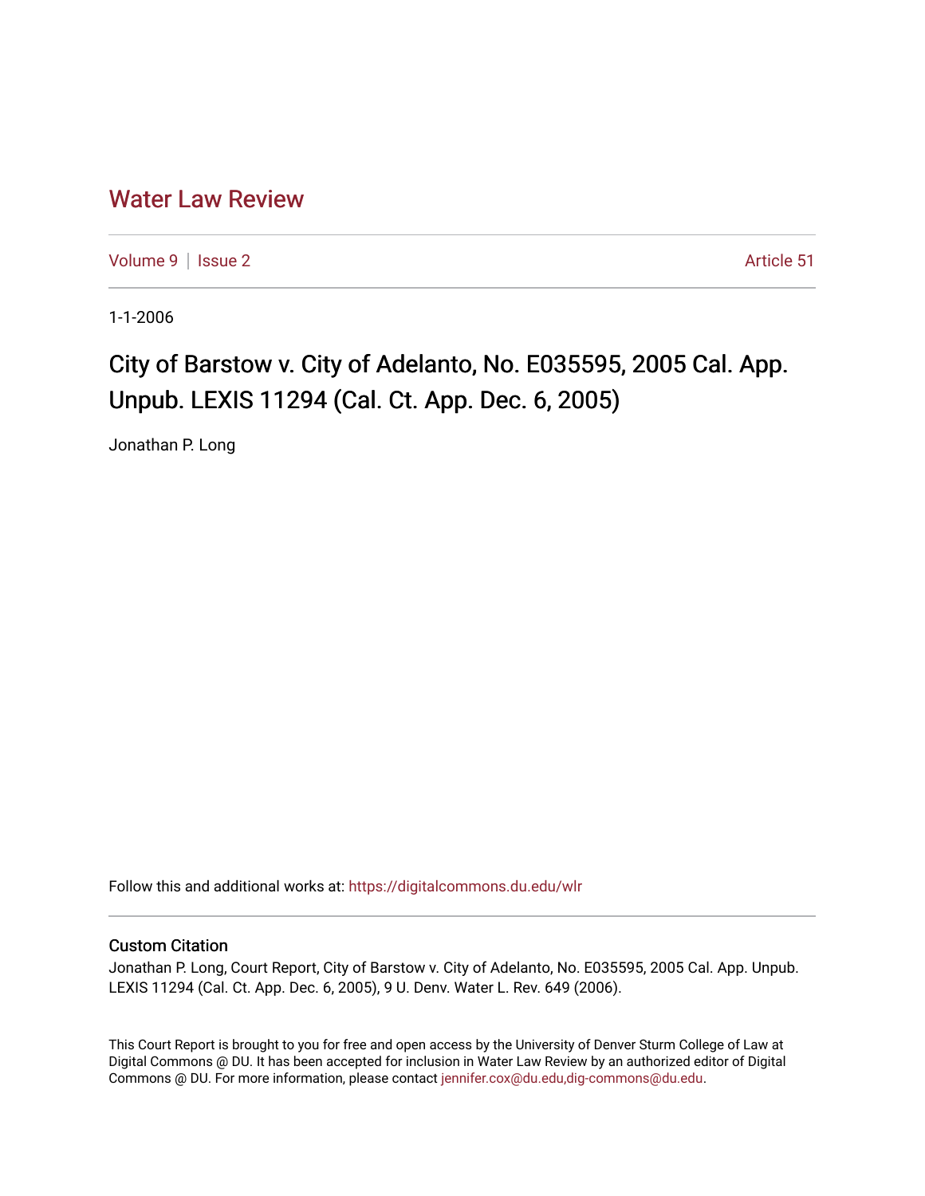# Water Law Review

Volume 9 | Issue 2 Article 51

1-1-2006

# City of Barstow v. City of Adelanto, No. E035595, 2005 Cal. App. Unpub. LEXIS 11294 (Cal. Ct. App. Dec. 6, 2005)

Jonathan P. Long

Follow this and additional works at: https://digitalcommons.du.edu/wlr

### Custom Citation

Jonathan P. Long, Court Report, City of Barstow v. City of Adelanto, No. E035595, 2005 Cal. App. Unpub. LEXIS 11294 (Cal. Ct. App. Dec. 6, 2005), 9 U. Denv. Water L. Rev. 649 (2006).

This Court Report is brought to you for free and open access by the University of Denver Sturm College of Law at Digital Commons @ DU. It has been accepted for inclusion in Water Law Review by an authorized editor of Digital Commons @ DU. For more information, please contact jennifer.cox@du.edu,dig-commons@du.edu.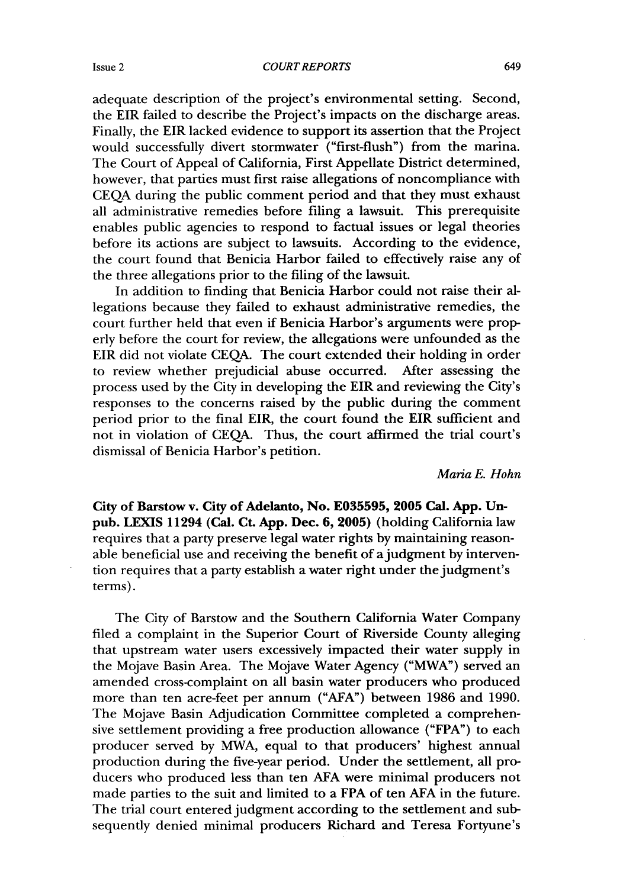adequate description of the project's environmental setting. Second, the EIR failed to describe the Project's impacts on the discharge areas. Finally, the EIR lacked evidence to support its assertion that the Project would successfully divert stormwater ("first-flush") from the marina. The Court of Appeal of California, First Appellate District determined, however, that parties must first raise allegations of noncompliance with CEQA during the public comment period and that they must exhaust all administrative remedies before filing a lawsuit. This prerequisite enables public agencies to respond to factual issues or legal theories before its actions are subject to lawsuits. According to the evidence, the court found that Benicia Harbor failed to effectively raise any of the three allegations prior to the filing of the lawsuit.

In addition to finding that Benicia Harbor could not raise their allegations because they failed to exhaust administrative remedies, the court further held that even if Benicia Harbor's arguments were properly before the court for review, the allegations were unfounded as the EIR did not violate CEQA. The court extended their holding in order to review whether prejudicial abuse occurred. After assessing the process used by the City in developing the EIR and reviewing the City's responses to the concerns raised by the public during the comment period prior to the final EIR, the court found the EIR sufficient and not in violation of CEQA. Thus, the court affirmed the trial court's dismissal of Benicia Harbor's petition.

*Maria E. Hohn*

**City of Barstow v. City of Adelanto, No. E035595, 2005 Cal. App. Unpub. LEXIS 11294 (Cal. Ct. App. Dec. 6, 2005)** (holding California law requires that a party preserve legal water rights by maintaining reasonable beneficial use and receiving the benefit of a judgment by intervention requires that a party establish a water right under the judgment's terms).

The City of Barstow and the Southern California Water Company filed a complaint in the Superior Court of Riverside County alleging that upstream water users excessively impacted their water supply in the Mojave Basin Area. The Mojave Water Agency ("MWA") served an amended cross-complaint on all basin water producers who produced more than ten acre-feet per annum ("AFA") between 1986 and 1990. The Mojave Basin Adjudication Committee completed a comprehensive settlement providing a free production allowance ("FPA") to each producer served by MWA, equal to that producers' highest annual production during the five-year period. Under the settlement, all producers who produced less than ten AFA were minimal producers not made parties to the suit and limited to a FPA of ten AFA in the future. The trial court entered judgment according to the settlement and subsequently denied minimal producers Richard and Teresa Fortyune's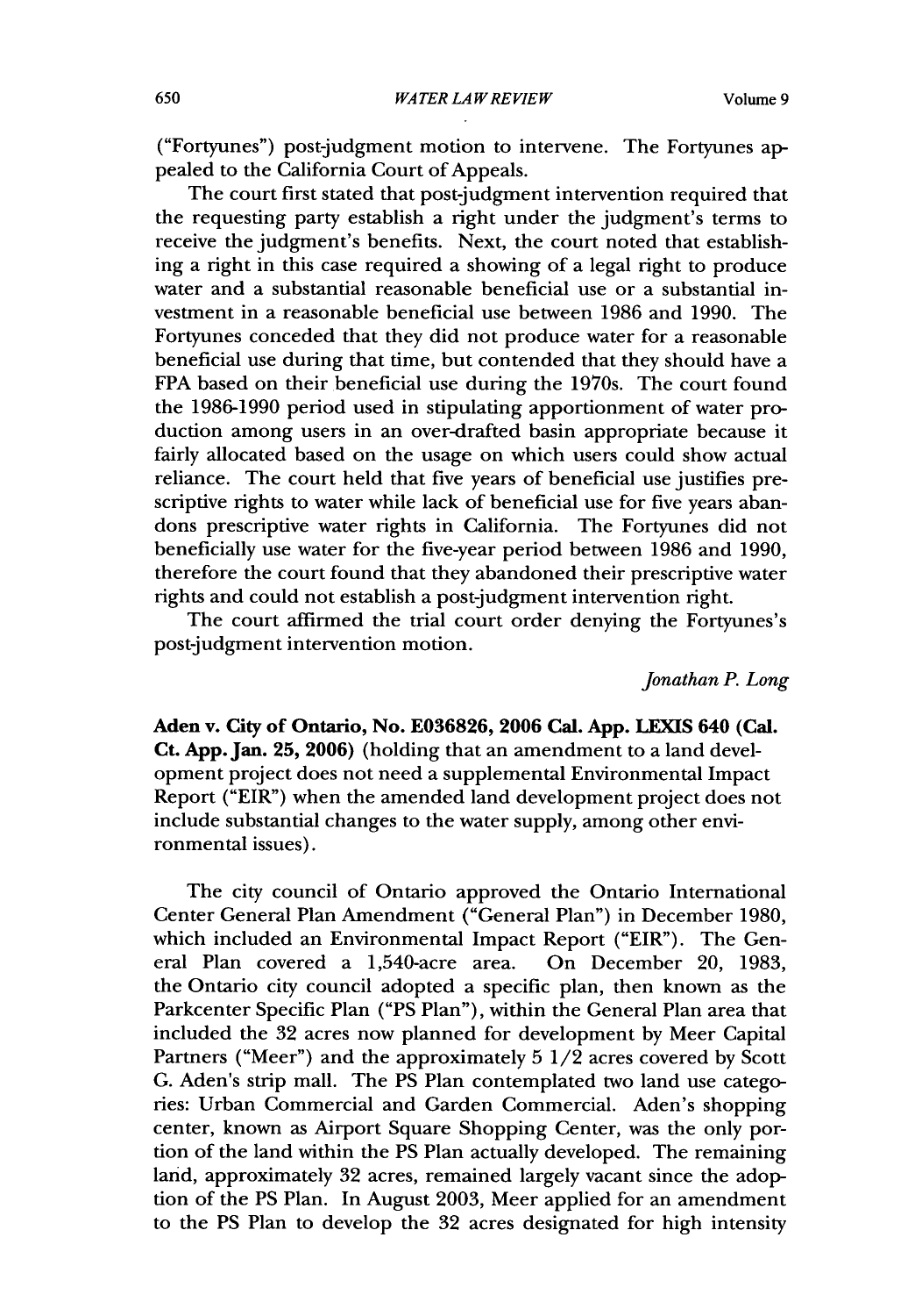("Fortyunes") post-judgment motion to intervene. The Fortyunes appealed to the California Court of Appeals.

The court first stated that post-judgment intervention required that the requesting party establish a right under the judgment's terms to receive the judgment's benefits. Next, the court noted that establishing a right in this case required a showing of a legal right to produce water and a substantial reasonable beneficial use or a substantial investment in a reasonable beneficial use between 1986 and 1990. The Fortyunes conceded that they did not produce water for a reasonable beneficial use during that time, but contended that they should have a FPA based on their beneficial use during the 1970s. The court found the 1986-1990 period used in stipulating apportionment of water production among users in an over-drafted basin appropriate because it fairly allocated based on the usage on which users could show actual reliance. The court held that five years of beneficial use justifies prescriptive rights to water while lack of beneficial use for five years abandons prescriptive water rights in California. The Fortyunes did not beneficially use water for the five-year period between 1986 and 1990, therefore the court found that they abandoned their prescriptive water rights and could not establish a post-judgment intervention right.

The court affirmed the trial court order denying the Fortyunes's post-judgment intervention motion.

*Jonathan P. Long*

**Aden v. City of Ontario, No. E036826, 2006 Cal. App. LEXIS 640 (Cal. Ct. App. Jan. 25, 2006)** (holding that an amendment to a land development project does not need a supplemental Environmental Impact Report ("EIR") when the amended land development project does not include substantial changes to the water supply, among other environmental issues).

The city council of Ontario approved the Ontario International Center General Plan Amendment ("General Plan") in December 1980, which included an Environmental Impact Report ("EIR"). The General Plan covered a 1,540-acre area. On December 20, 1983, the Ontario city council adopted a specific plan, then known as the Parkcenter Specific Plan ("PS Plan"), within the General Plan area that included the 32 acres now planned for development by Meer Capital Partners ("Meer") and the approximately 5 1/2 acres covered by Scott G. Aden's strip mall. The PS Plan contemplated two land use categories: Urban Commercial and Garden Commercial. Aden's shopping center, known as Airport Square Shopping Center, was the only portion of the land within the PS Plan actually developed. The remaining land, approximately 32 acres, remained largely vacant since the adoption of the PS Plan. In August 2003, Meer applied for an amendment to the PS Plan to develop the 32 acres designated for high intensity